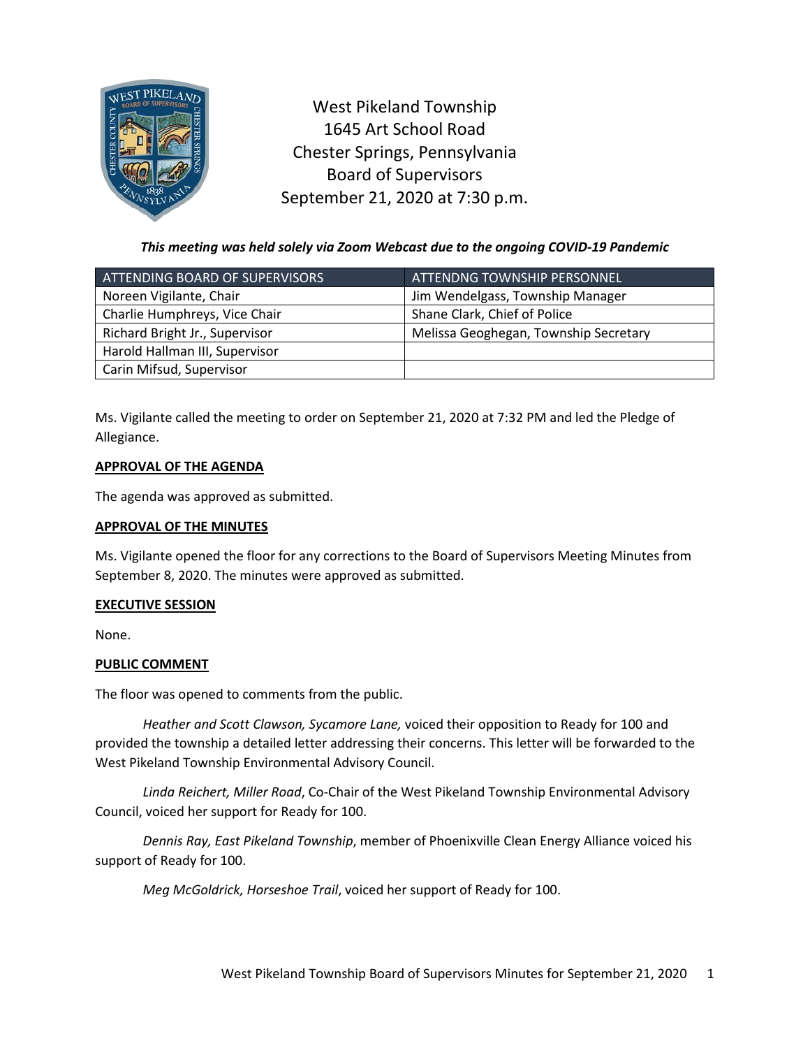# West Pikeland Township
1645 Art School Road
Chester Springs, Pennsylvania
Board of Supervisors
September 21, 2020 at 7:30 p.m.

***This meeting was held solely via Zoom Webcast due to the ongoing COVID-19 Pandemic***

| ATTENDING BOARD OF SUPERVISORS | ATTENDNG TOWNSHIP PERSONNEL |
|---|---|
| Noreen Vigilante, Chair | Jim Wendelgass, Township Manager |
| Charlie Humphreys, Vice Chair | Shane Clark, Chief of Police |
| Richard Bright Jr., Supervisor | Melissa Geoghegan, Township Secretary |
| Harold Hallman III, Supervisor | |
| Carin Mifsud, Supervisor | |

Ms. Vigilante called the meeting to order on September 21, 2020 at 7:32 PM and led the Pledge of Allegiance.

## APPROVAL OF THE AGENDA

The agenda was approved as submitted.

## APPROVAL OF THE MINUTES

Ms. Vigilante opened the floor for any corrections to the Board of Supervisors Meeting Minutes from September 8, 2020. The minutes were approved as submitted.

## EXECUTIVE SESSION

None.

## PUBLIC COMMENT

The floor was opened to comments from the public.

*Heather and Scott Clawson, Sycamore Lane,* voiced their opposition to Ready for 100 and provided the township a detailed letter addressing their concerns. This letter will be forwarded to the West Pikeland Township Environmental Advisory Council.

*Linda Reichert, Miller Road*, Co-Chair of the West Pikeland Township Environmental Advisory Council, voiced her support for Ready for 100.

*Dennis Ray, East Pikeland Township*, member of Phoenixville Clean Energy Alliance voiced his support of Ready for 100.

*Meg McGoldrick, Horseshoe Trail*, voiced her support of Ready for 100.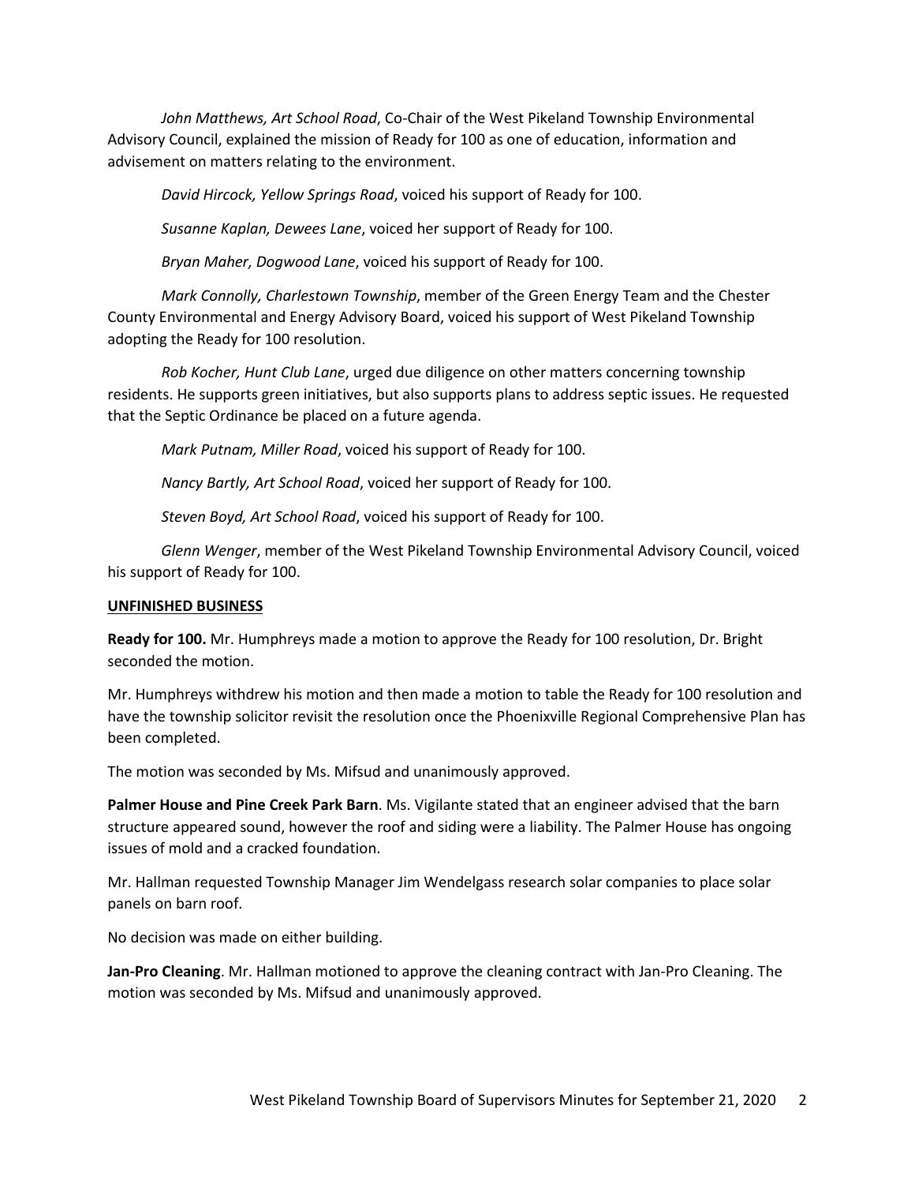*John Matthews, Art School Road*, Co-Chair of the West Pikeland Township Environmental Advisory Council, explained the mission of Ready for 100 as one of education, information and advisement on matters relating to the environment.

*David Hircock, Yellow Springs Road*, voiced his support of Ready for 100.

*Susanne Kaplan, Dewees Lane*, voiced her support of Ready for 100.

*Bryan Maher, Dogwood Lane*, voiced his support of Ready for 100.

*Mark Connolly, Charlestown Township*, member of the Green Energy Team and the Chester County Environmental and Energy Advisory Board, voiced his support of West Pikeland Township adopting the Ready for 100 resolution.

*Rob Kocher, Hunt Club Lane*, urged due diligence on other matters concerning township residents. He supports green initiatives, but also supports plans to address septic issues. He requested that the Septic Ordinance be placed on a future agenda.

*Mark Putnam, Miller Road*, voiced his support of Ready for 100.

*Nancy Bartly, Art School Road*, voiced her support of Ready for 100.

*Steven Boyd, Art School Road*, voiced his support of Ready for 100.

*Glenn Wenger*, member of the West Pikeland Township Environmental Advisory Council, voiced his support of Ready for 100.

**UNFINISHED BUSINESS**

**Ready for 100.** Mr. Humphreys made a motion to approve the Ready for 100 resolution, Dr. Bright seconded the motion.

Mr. Humphreys withdrew his motion and then made a motion to table the Ready for 100 resolution and have the township solicitor revisit the resolution once the Phoenixville Regional Comprehensive Plan has been completed.

The motion was seconded by Ms. Mifsud and unanimously approved.

**Palmer House and Pine Creek Park Barn**. Ms. Vigilante stated that an engineer advised that the barn structure appeared sound, however the roof and siding were a liability. The Palmer House has ongoing issues of mold and a cracked foundation.

Mr. Hallman requested Township Manager Jim Wendelgass research solar companies to place solar panels on barn roof.

No decision was made on either building.

**Jan-Pro Cleaning**. Mr. Hallman motioned to approve the cleaning contract with Jan-Pro Cleaning. The motion was seconded by Ms. Mifsud and unanimously approved.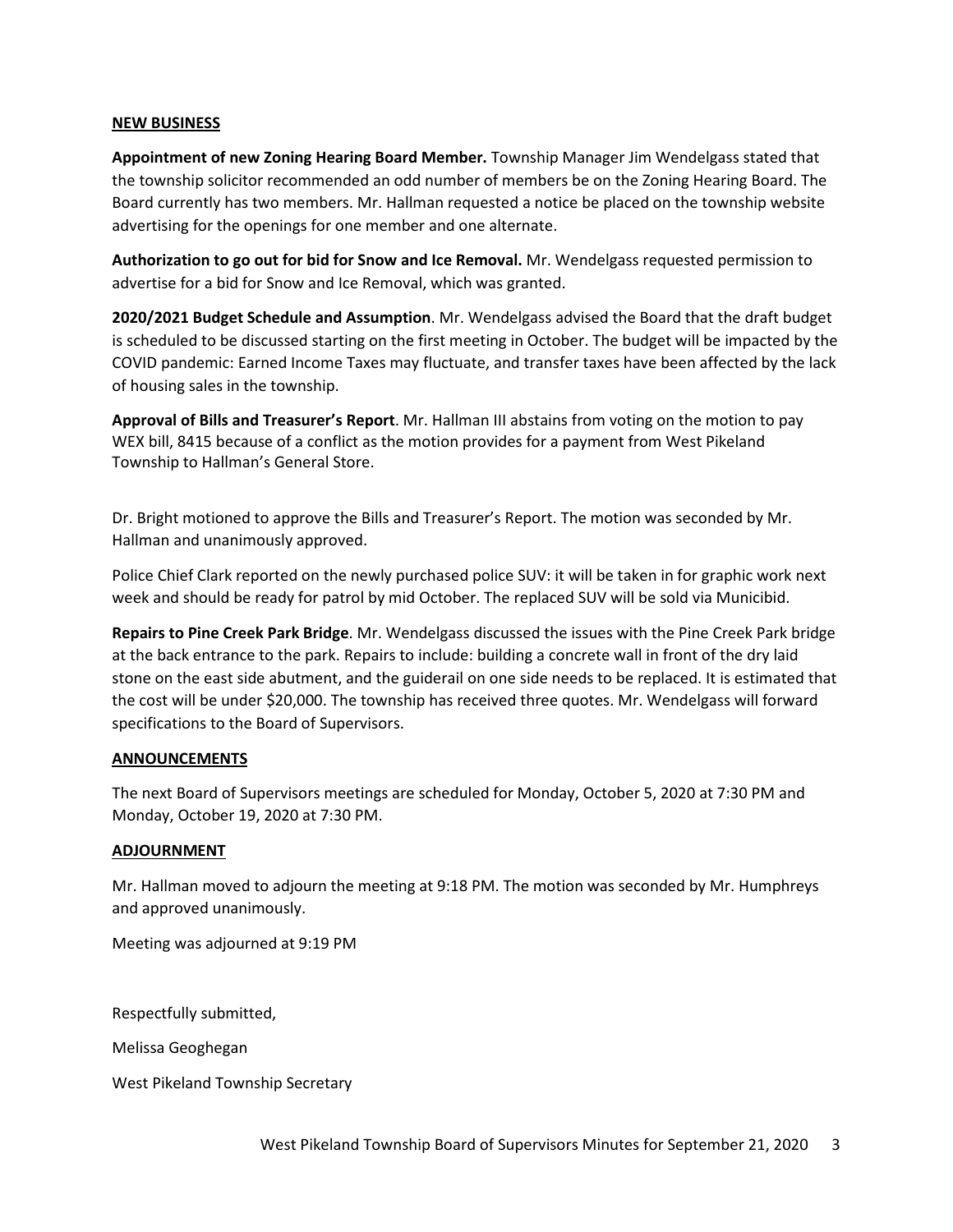**NEW BUSINESS**

**Appointment of new Zoning Hearing Board Member.** Township Manager Jim Wendelgass stated that the township solicitor recommended an odd number of members be on the Zoning Hearing Board. The Board currently has two members. Mr. Hallman requested a notice be placed on the township website advertising for the openings for one member and one alternate.

**Authorization to go out for bid for Snow and Ice Removal.** Mr. Wendelgass requested permission to advertise for a bid for Snow and Ice Removal, which was granted.

**2020/2021 Budget Schedule and Assumption**. Mr. Wendelgass advised the Board that the draft budget is scheduled to be discussed starting on the first meeting in October. The budget will be impacted by the COVID pandemic: Earned Income Taxes may fluctuate, and transfer taxes have been affected by the lack of housing sales in the township.

**Approval of Bills and Treasurer's Report**. Mr. Hallman III abstains from voting on the motion to pay WEX bill, 8415 because of a conflict as the motion provides for a payment from West Pikeland Township to Hallman's General Store.

Dr. Bright motioned to approve the Bills and Treasurer's Report. The motion was seconded by Mr. Hallman and unanimously approved.

Police Chief Clark reported on the newly purchased police SUV: it will be taken in for graphic work next week and should be ready for patrol by mid October. The replaced SUV will be sold via Municibid.

**Repairs to Pine Creek Park Bridge**. Mr. Wendelgass discussed the issues with the Pine Creek Park bridge at the back entrance to the park. Repairs to include: building a concrete wall in front of the dry laid stone on the east side abutment, and the guiderail on one side needs to be replaced. It is estimated that the cost will be under $20,000. The township has received three quotes. Mr. Wendelgass will forward specifications to the Board of Supervisors.

**ANNOUNCEMENTS**

The next Board of Supervisors meetings are scheduled for Monday, October 5, 2020 at 7:30 PM and Monday, October 19, 2020 at 7:30 PM.

**ADJOURNMENT**

Mr. Hallman moved to adjourn the meeting at 9:18 PM. The motion was seconded by Mr. Humphreys and approved unanimously.

Meeting was adjourned at 9:19 PM

Respectfully submitted,

Melissa Geoghegan

West Pikeland Township Secretary